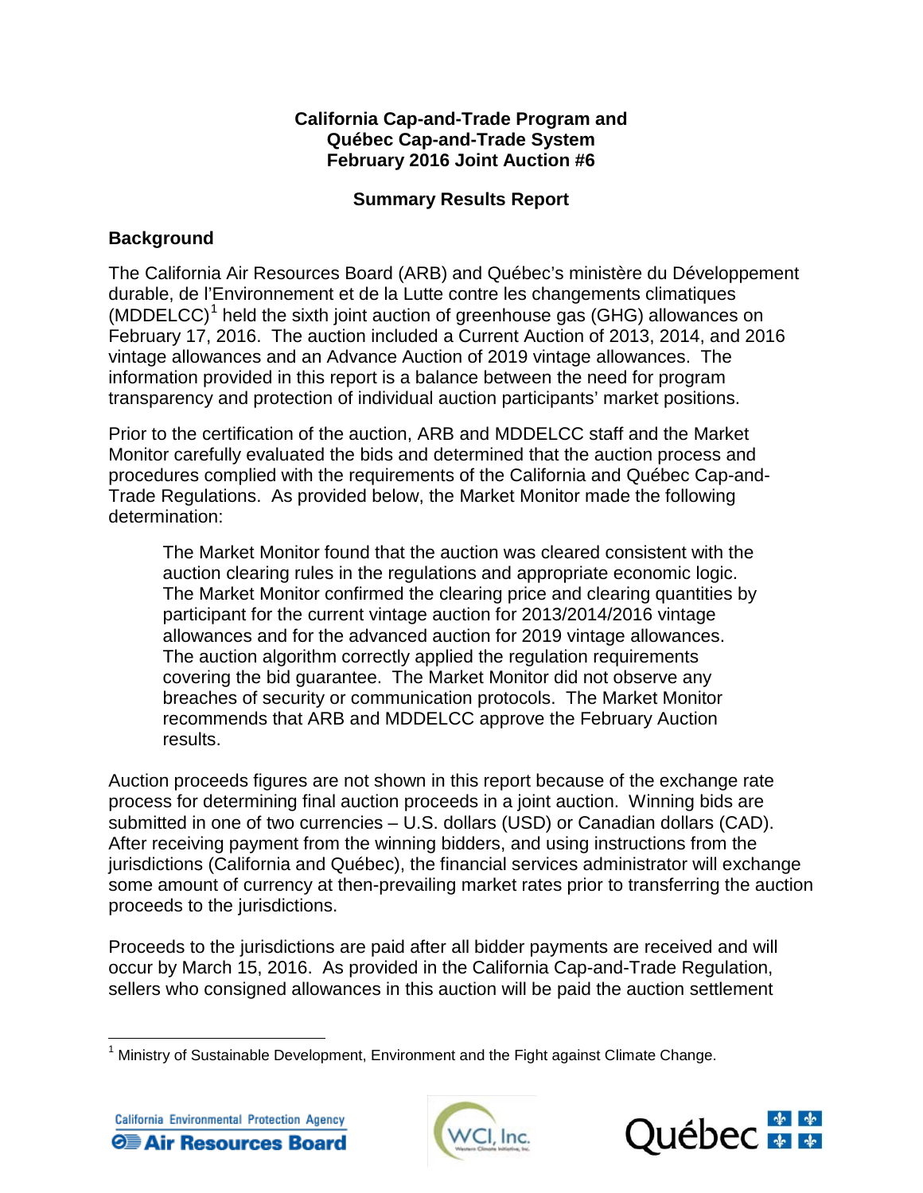**California Cap-and-Trade Program and Québec Cap-and-Trade System February 2016 Joint Auction #6**

**Summary Results Report**

## Background

The California Air Resources Board (ARB) and Québec's ministère du Développement durable, de l'Environnement et de la Lutte contre les changements climatiques (MDDELCC)[1] held the sixth joint auction of greenhouse gas (GHG) allowances on February 17, 2016. The auction included a Current Auction of 2013, 2014, and 2016 vintage allowances and an Advance Auction of 2019 vintage allowances. The information provided in this report is a balance between the need for program transparency and protection of individual auction participants' market positions.

Prior to the certification of the auction, ARB and MDDELCC staff and the Market Monitor carefully evaluated the bids and determined that the auction process and procedures complied with the requirements of the California and Québec Cap-and-Trade Regulations. As provided below, the Market Monitor made the following determination:

> The Market Monitor found that the auction was cleared consistent with the auction clearing rules in the regulations and appropriate economic logic. The Market Monitor confirmed the clearing price and clearing quantities by participant for the current vintage auction for 2013/2014/2016 vintage allowances and for the advanced auction for 2019 vintage allowances. The auction algorithm correctly applied the regulation requirements covering the bid guarantee. The Market Monitor did not observe any breaches of security or communication protocols. The Market Monitor recommends that ARB and MDDELCC approve the February Auction results.

Auction proceeds figures are not shown in this report because of the exchange rate process for determining final auction proceeds in a joint auction. Winning bids are submitted in one of two currencies – U.S. dollars (USD) or Canadian dollars (CAD). After receiving payment from the winning bidders, and using instructions from the jurisdictions (California and Québec), the financial services administrator will exchange some amount of currency at then-prevailing market rates prior to transferring the auction proceeds to the jurisdictions.

Proceeds to the jurisdictions are paid after all bidder payments are received and will occur by March 15, 2016. As provided in the California Cap-and-Trade Regulation, sellers who consigned allowances in this auction will be paid the auction settlement

[1] Ministry of Sustainable Development, Environment and the Fight against Climate Change.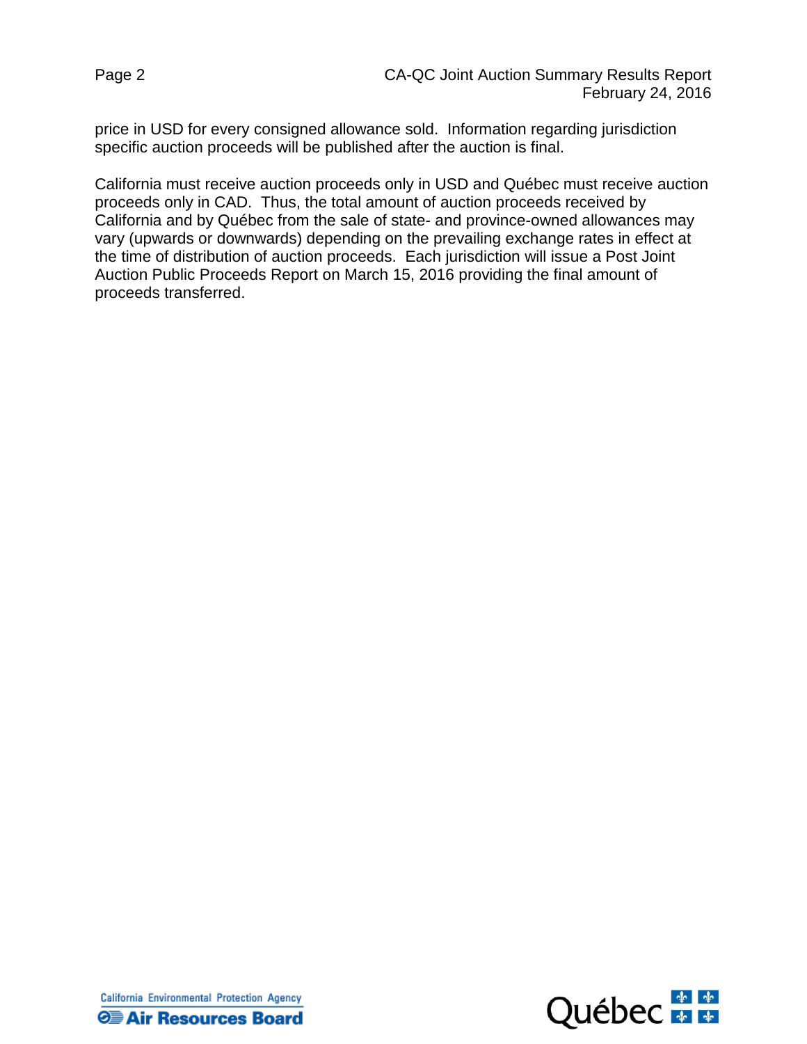price in USD for every consigned allowance sold. Information regarding jurisdiction specific auction proceeds will be published after the auction is final.

California must receive auction proceeds only in USD and Québec must receive auction proceeds only in CAD. Thus, the total amount of auction proceeds received by California and by Québec from the sale of state- and province-owned allowances may vary (upwards or downwards) depending on the prevailing exchange rates in effect at the time of distribution of auction proceeds. Each jurisdiction will issue a Post Joint Auction Public Proceeds Report on March 15, 2016 providing the final amount of proceeds transferred.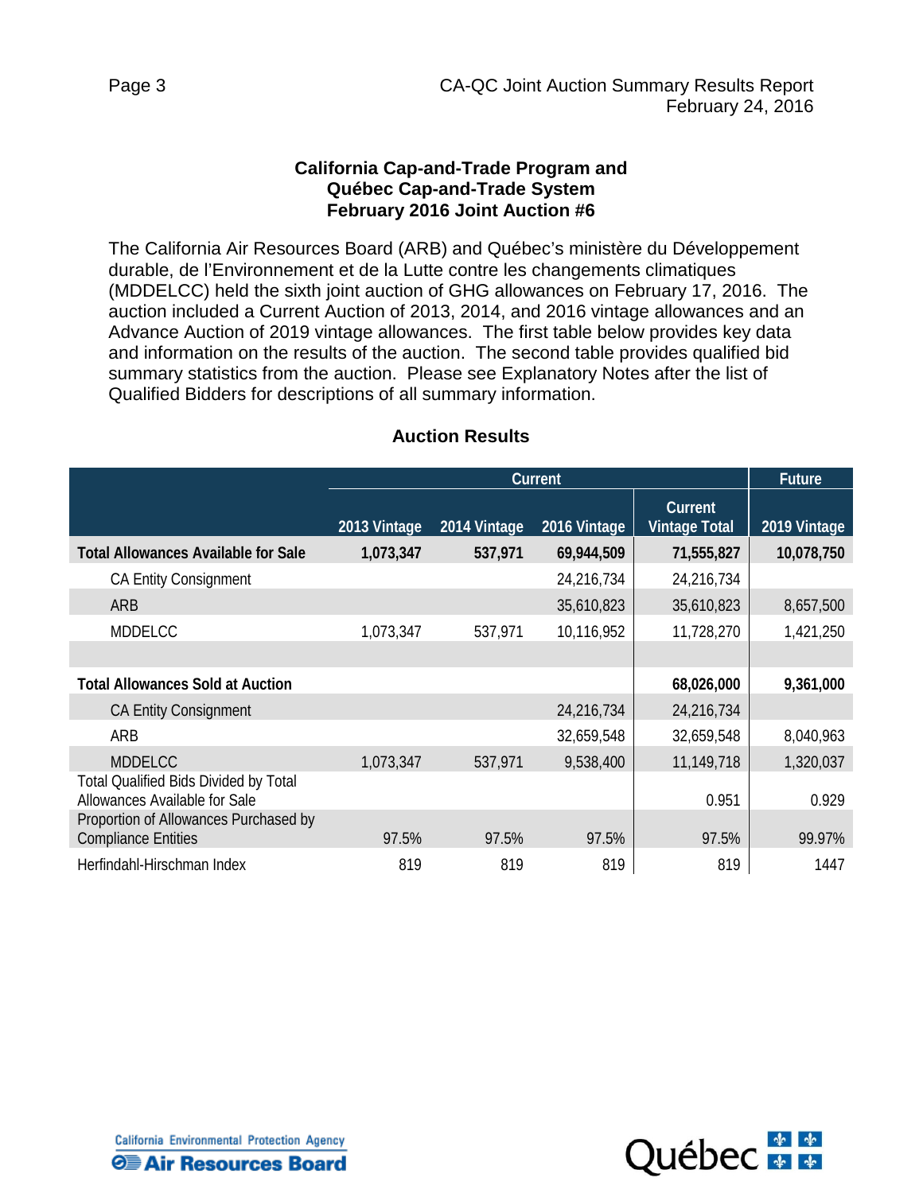**California Cap-and-Trade Program and**
**Québec Cap-and-Trade System**
**February 2016 Joint Auction #6**

The California Air Resources Board (ARB) and Québec's ministère du Développement durable, de l'Environnement et de la Lutte contre les changements climatiques (MDDELCC) held the sixth joint auction of GHG allowances on February 17, 2016. The auction included a Current Auction of 2013, 2014, and 2016 vintage allowances and an Advance Auction of 2019 vintage allowances. The first table below provides key data and information on the results of the auction. The second table provides qualified bid summary statistics from the auction. Please see Explanatory Notes after the list of Qualified Bidders for descriptions of all summary information.

## Auction Results

| | Current | | | | Future |
|---|---|---|---|---|---|
| | 2013 Vintage | 2014 Vintage | 2016 Vintage | Current Vintage Total | 2019 Vintage |
| **Total Allowances Available for Sale** | **1,073,347** | **537,971** | **69,944,509** | **71,555,827** | **10,078,750** |
| CA Entity Consignment | | | 24,216,734 | 24,216,734 | |
| ARB | | | 35,610,823 | 35,610,823 | 8,657,500 |
| MDDELCC | 1,073,347 | 537,971 | 10,116,952 | 11,728,270 | 1,421,250 |
| | | | | | |
| **Total Allowances Sold at Auction** | | | | **68,026,000** | **9,361,000** |
| CA Entity Consignment | | | 24,216,734 | 24,216,734 | |
| ARB | | | 32,659,548 | 32,659,548 | 8,040,963 |
| MDDELCC | 1,073,347 | 537,971 | 9,538,400 | 11,149,718 | 1,320,037 |
| Total Qualified Bids Divided by Total Allowances Available for Sale | | | | 0.951 | 0.929 |
| Proportion of Allowances Purchased by Compliance Entities | 97.5% | 97.5% | 97.5% | 97.5% | 99.97% |
| Herfindahl-Hirschman Index | 819 | 819 | 819 | 819 | 1447 |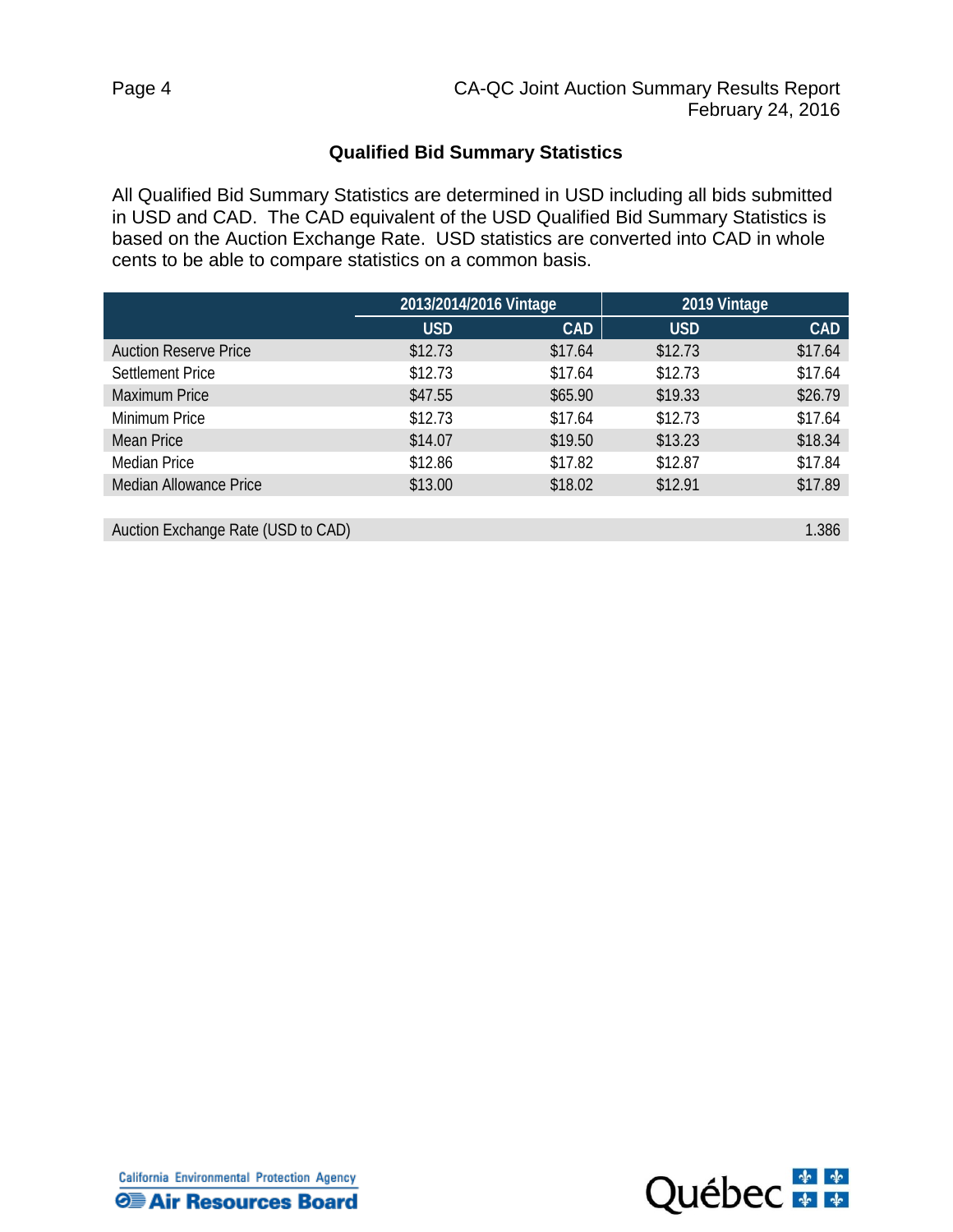## Qualified Bid Summary Statistics

All Qualified Bid Summary Statistics are determined in USD including all bids submitted in USD and CAD. The CAD equivalent of the USD Qualified Bid Summary Statistics is based on the Auction Exchange Rate. USD statistics are converted into CAD in whole cents to be able to compare statistics on a common basis.

| | 2013/2014/2016 Vintage | | 2019 Vintage | |
|---|---|---|---|---|
| | USD | CAD | USD | CAD |
| Auction Reserve Price | $12.73 | $17.64 | $12.73 | $17.64 |
| Settlement Price | $12.73 | $17.64 | $12.73 | $17.64 |
| Maximum Price | $47.55 | $65.90 | $19.33 | $26.79 |
| Minimum Price | $12.73 | $17.64 | $12.73 | $17.64 |
| Mean Price | $14.07 | $19.50 | $13.23 | $18.34 |
| Median Price | $12.86 | $17.82 | $12.87 | $17.84 |
| Median Allowance Price | $13.00 | $18.02 | $12.91 | $17.89 |

| Auction Exchange Rate (USD to CAD) | 1.386 |
|---|---|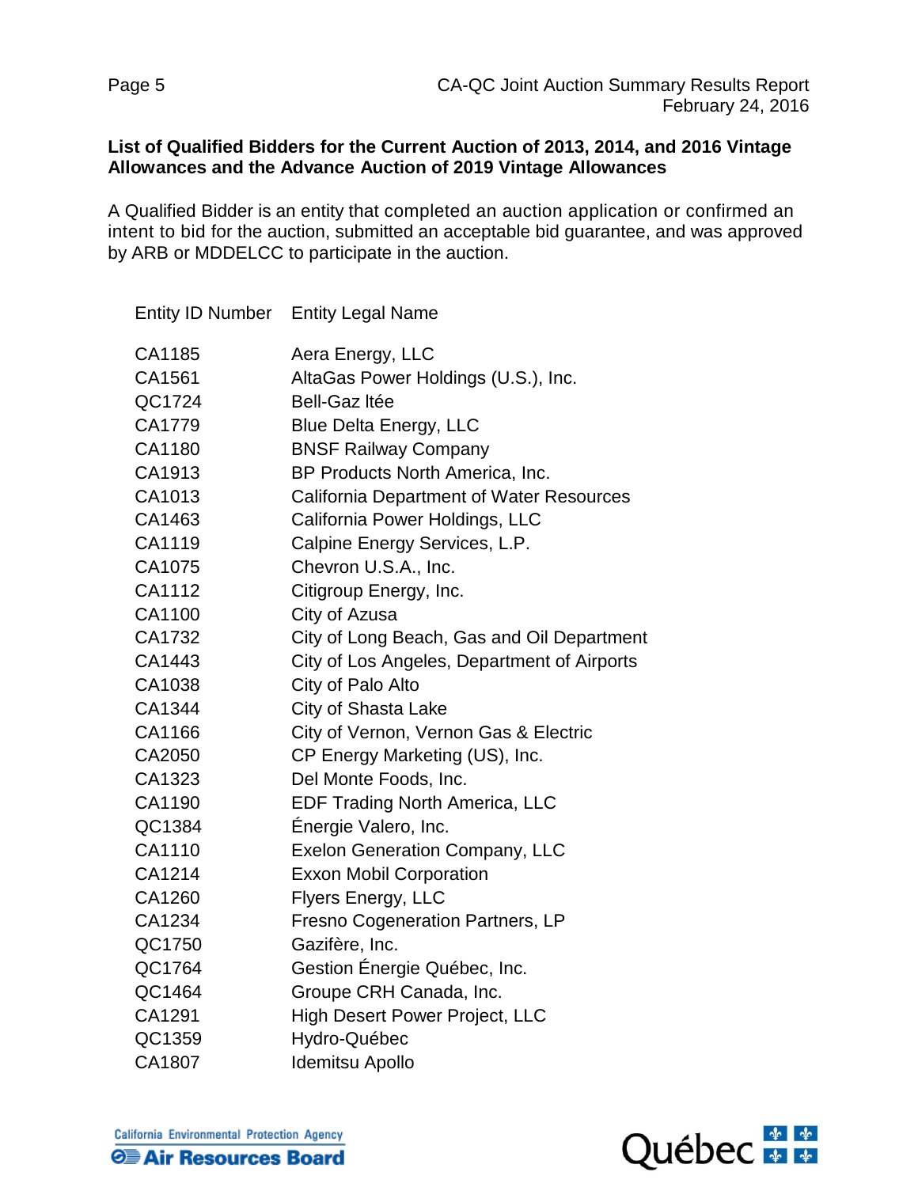**List of Qualified Bidders for the Current Auction of 2013, 2014, and 2016 Vintage Allowances and the Advance Auction of 2019 Vintage Allowances**

A Qualified Bidder is an entity that completed an auction application or confirmed an intent to bid for the auction, submitted an acceptable bid guarantee, and was approved by ARB or MDDELCC to participate in the auction.

| Entity ID Number | Entity Legal Name |
|---|---|
| CA1185 | Aera Energy, LLC |
| CA1561 | AltaGas Power Holdings (U.S.), Inc. |
| QC1724 | Bell-Gaz ltée |
| CA1779 | Blue Delta Energy, LLC |
| CA1180 | BNSF Railway Company |
| CA1913 | BP Products North America, Inc. |
| CA1013 | California Department of Water Resources |
| CA1463 | California Power Holdings, LLC |
| CA1119 | Calpine Energy Services, L.P. |
| CA1075 | Chevron U.S.A., Inc. |
| CA1112 | Citigroup Energy, Inc. |
| CA1100 | City of Azusa |
| CA1732 | City of Long Beach, Gas and Oil Department |
| CA1443 | City of Los Angeles, Department of Airports |
| CA1038 | City of Palo Alto |
| CA1344 | City of Shasta Lake |
| CA1166 | City of Vernon, Vernon Gas & Electric |
| CA2050 | CP Energy Marketing (US), Inc. |
| CA1323 | Del Monte Foods, Inc. |
| CA1190 | EDF Trading North America, LLC |
| QC1384 | Énergie Valero, Inc. |
| CA1110 | Exelon Generation Company, LLC |
| CA1214 | Exxon Mobil Corporation |
| CA1260 | Flyers Energy, LLC |
| CA1234 | Fresno Cogeneration Partners, LP |
| QC1750 | Gazifère, Inc. |
| QC1764 | Gestion Énergie Québec, Inc. |
| QC1464 | Groupe CRH Canada, Inc. |
| CA1291 | High Desert Power Project, LLC |
| QC1359 | Hydro-Québec |
| CA1807 | Idemitsu Apollo |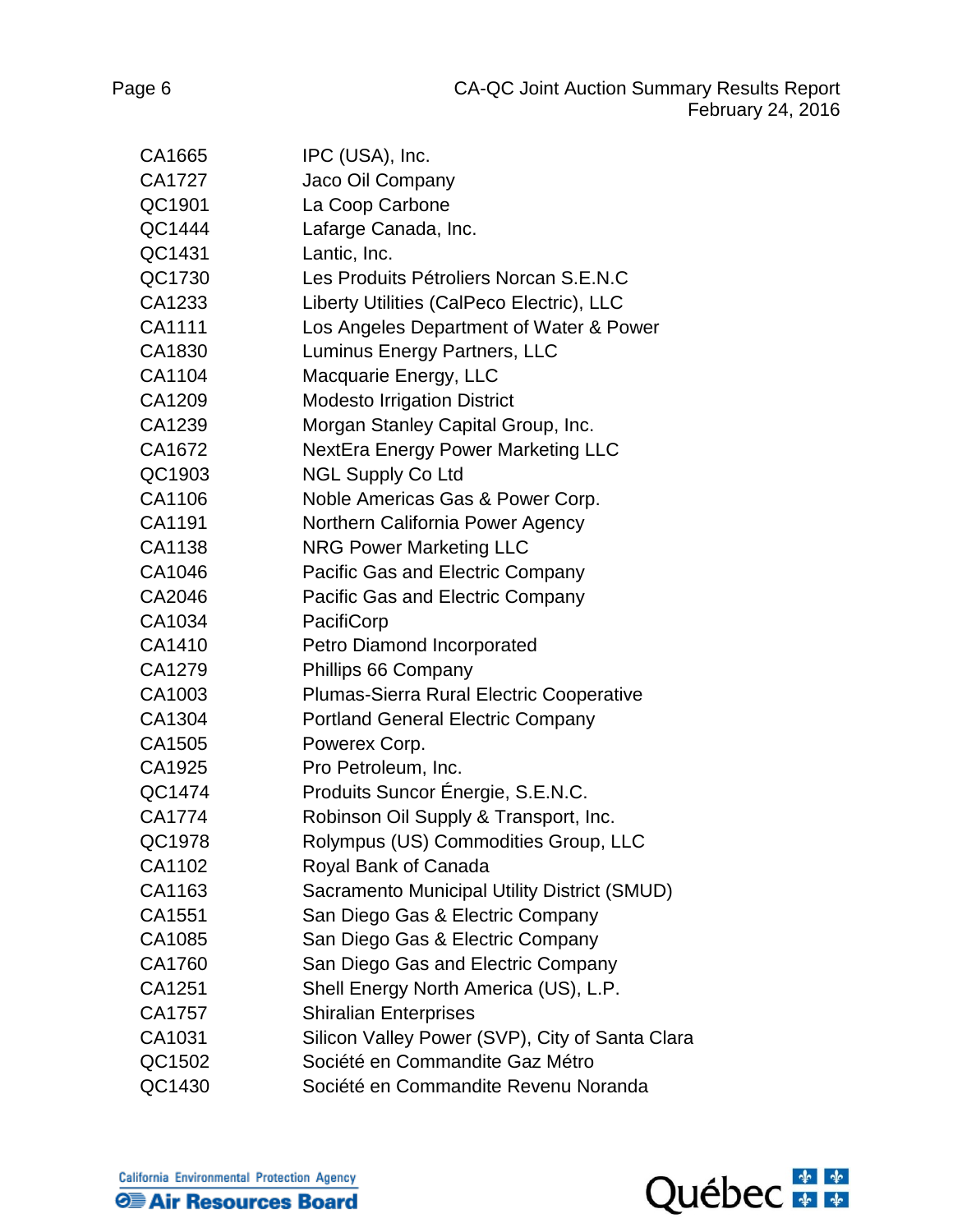| | |
|---|---|
| CA1665 | IPC (USA), Inc. |
| CA1727 | Jaco Oil Company |
| QC1901 | La Coop Carbone |
| QC1444 | Lafarge Canada, Inc. |
| QC1431 | Lantic, Inc. |
| QC1730 | Les Produits Pétroliers Norcan S.E.N.C |
| CA1233 | Liberty Utilities (CalPeco Electric), LLC |
| CA1111 | Los Angeles Department of Water & Power |
| CA1830 | Luminus Energy Partners, LLC |
| CA1104 | Macquarie Energy, LLC |
| CA1209 | Modesto Irrigation District |
| CA1239 | Morgan Stanley Capital Group, Inc. |
| CA1672 | NextEra Energy Power Marketing LLC |
| QC1903 | NGL Supply Co Ltd |
| CA1106 | Noble Americas Gas & Power Corp. |
| CA1191 | Northern California Power Agency |
| CA1138 | NRG Power Marketing LLC |
| CA1046 | Pacific Gas and Electric Company |
| CA2046 | Pacific Gas and Electric Company |
| CA1034 | PacifiCorp |
| CA1410 | Petro Diamond Incorporated |
| CA1279 | Phillips 66 Company |
| CA1003 | Plumas-Sierra Rural Electric Cooperative |
| CA1304 | Portland General Electric Company |
| CA1505 | Powerex Corp. |
| CA1925 | Pro Petroleum, Inc. |
| QC1474 | Produits Suncor Énergie, S.E.N.C. |
| CA1774 | Robinson Oil Supply & Transport, Inc. |
| QC1978 | Rolympus (US) Commodities Group, LLC |
| CA1102 | Royal Bank of Canada |
| CA1163 | Sacramento Municipal Utility District (SMUD) |
| CA1551 | San Diego Gas & Electric Company |
| CA1085 | San Diego Gas & Electric Company |
| CA1760 | San Diego Gas and Electric Company |
| CA1251 | Shell Energy North America (US), L.P. |
| CA1757 | Shiralian Enterprises |
| CA1031 | Silicon Valley Power (SVP), City of Santa Clara |
| QC1502 | Société en Commandite Gaz Métro |
| QC1430 | Société en Commandite Revenu Noranda |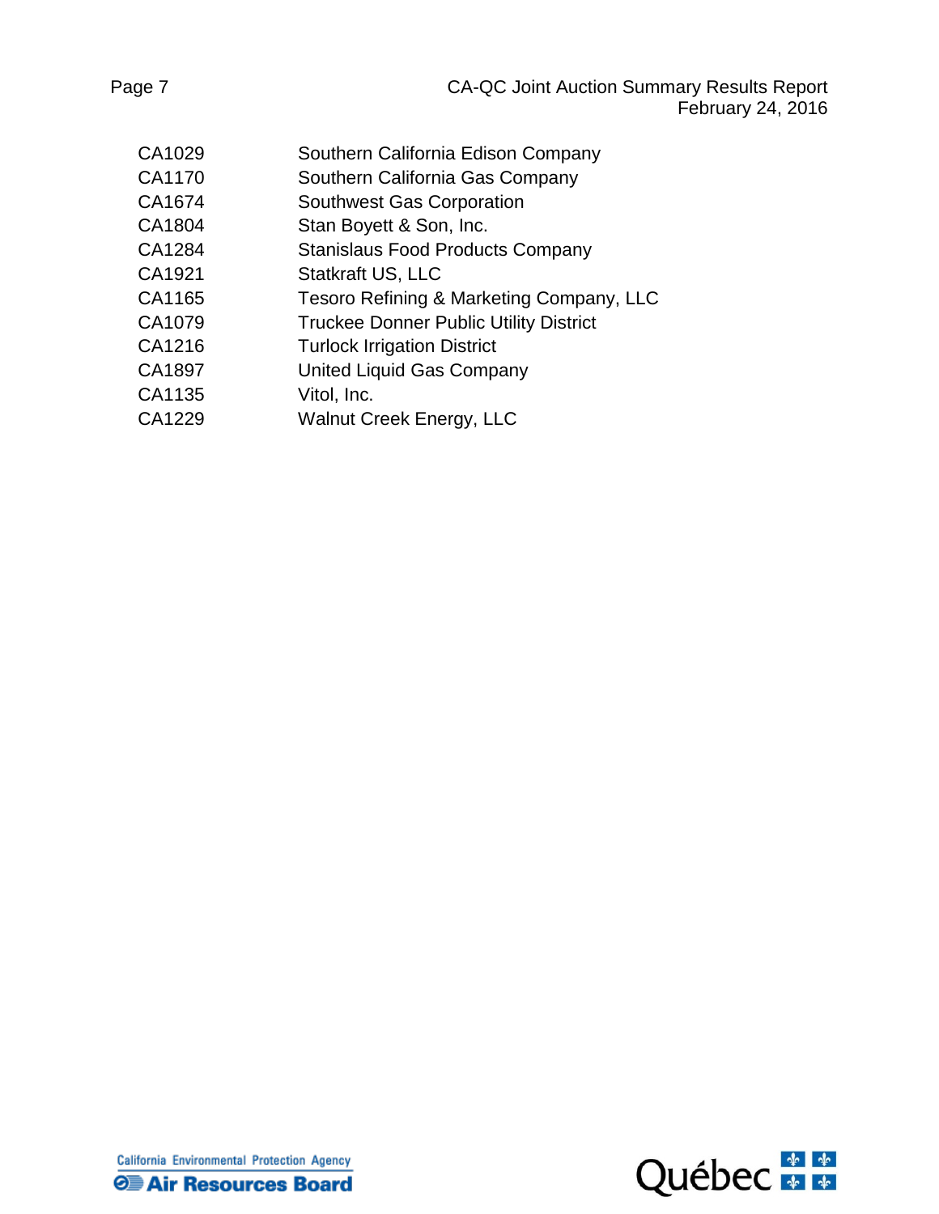| | |
|---|---|
| CA1029 | Southern California Edison Company |
| CA1170 | Southern California Gas Company |
| CA1674 | Southwest Gas Corporation |
| CA1804 | Stan Boyett & Son, Inc. |
| CA1284 | Stanislaus Food Products Company |
| CA1921 | Statkraft US, LLC |
| CA1165 | Tesoro Refining & Marketing Company, LLC |
| CA1079 | Truckee Donner Public Utility District |
| CA1216 | Turlock Irrigation District |
| CA1897 | United Liquid Gas Company |
| CA1135 | Vitol, Inc. |
| CA1229 | Walnut Creek Energy, LLC |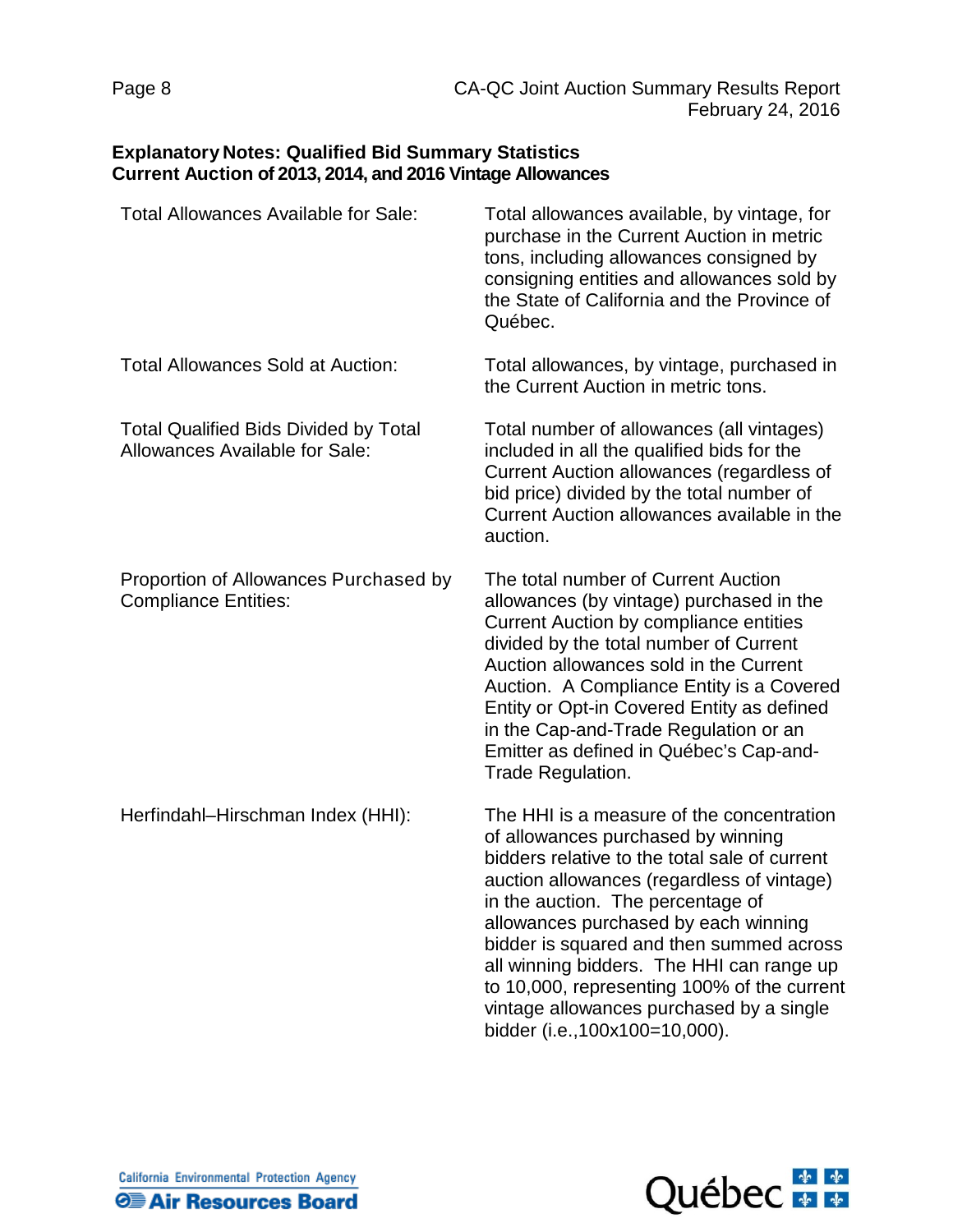## Explanatory Notes: Qualified Bid Summary Statistics
## Current Auction of 2013, 2014, and 2016 Vintage Allowances

| | |
|---|---|
| Total Allowances Available for Sale: | Total allowances available, by vintage, for purchase in the Current Auction in metric tons, including allowances consigned by consigning entities and allowances sold by the State of California and the Province of Québec. |
| Total Allowances Sold at Auction: | Total allowances, by vintage, purchased in the Current Auction in metric tons. |
| Total Qualified Bids Divided by Total Allowances Available for Sale: | Total number of allowances (all vintages) included in all the qualified bids for the Current Auction allowances (regardless of bid price) divided by the total number of Current Auction allowances available in the auction. |
| Proportion of Allowances Purchased by Compliance Entities: | The total number of Current Auction allowances (by vintage) purchased in the Current Auction by compliance entities divided by the total number of Current Auction allowances sold in the Current Auction. A Compliance Entity is a Covered Entity or Opt-in Covered Entity as defined in the Cap-and-Trade Regulation or an Emitter as defined in Québec's Cap-and-Trade Regulation. |
| Herfindahl–Hirschman Index (HHI): | The HHI is a measure of the concentration of allowances purchased by winning bidders relative to the total sale of current auction allowances (regardless of vintage) in the auction. The percentage of allowances purchased by each winning bidder is squared and then summed across all winning bidders. The HHI can range up to 10,000, representing 100% of the current vintage allowances purchased by a single bidder (i.e.,100x100=10,000). |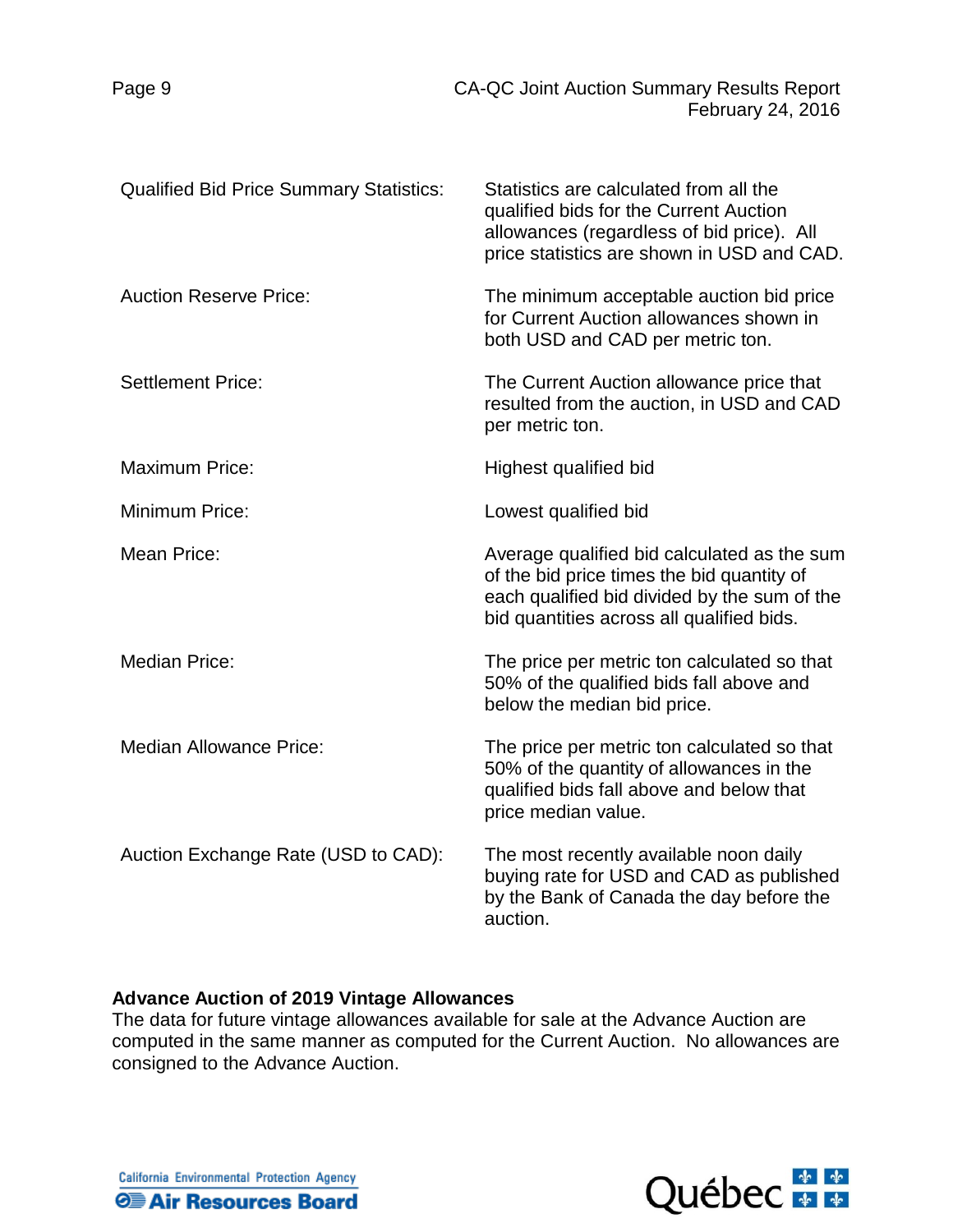| | |
|---|---|
| Qualified Bid Price Summary Statistics: | Statistics are calculated from all the qualified bids for the Current Auction allowances (regardless of bid price). All price statistics are shown in USD and CAD. |
| Auction Reserve Price: | The minimum acceptable auction bid price for Current Auction allowances shown in both USD and CAD per metric ton. |
| Settlement Price: | The Current Auction allowance price that resulted from the auction, in USD and CAD per metric ton. |
| Maximum Price: | Highest qualified bid |
| Minimum Price: | Lowest qualified bid |
| Mean Price: | Average qualified bid calculated as the sum of the bid price times the bid quantity of each qualified bid divided by the sum of the bid quantities across all qualified bids. |
| Median Price: | The price per metric ton calculated so that 50% of the qualified bids fall above and below the median bid price. |
| Median Allowance Price: | The price per metric ton calculated so that 50% of the quantity of allowances in the qualified bids fall above and below that price median value. |
| Auction Exchange Rate (USD to CAD): | The most recently available noon daily buying rate for USD and CAD as published by the Bank of Canada the day before the auction. |

**Advance Auction of 2019 Vintage Allowances**

The data for future vintage allowances available for sale at the Advance Auction are computed in the same manner as computed for the Current Auction. No allowances are consigned to the Advance Auction.